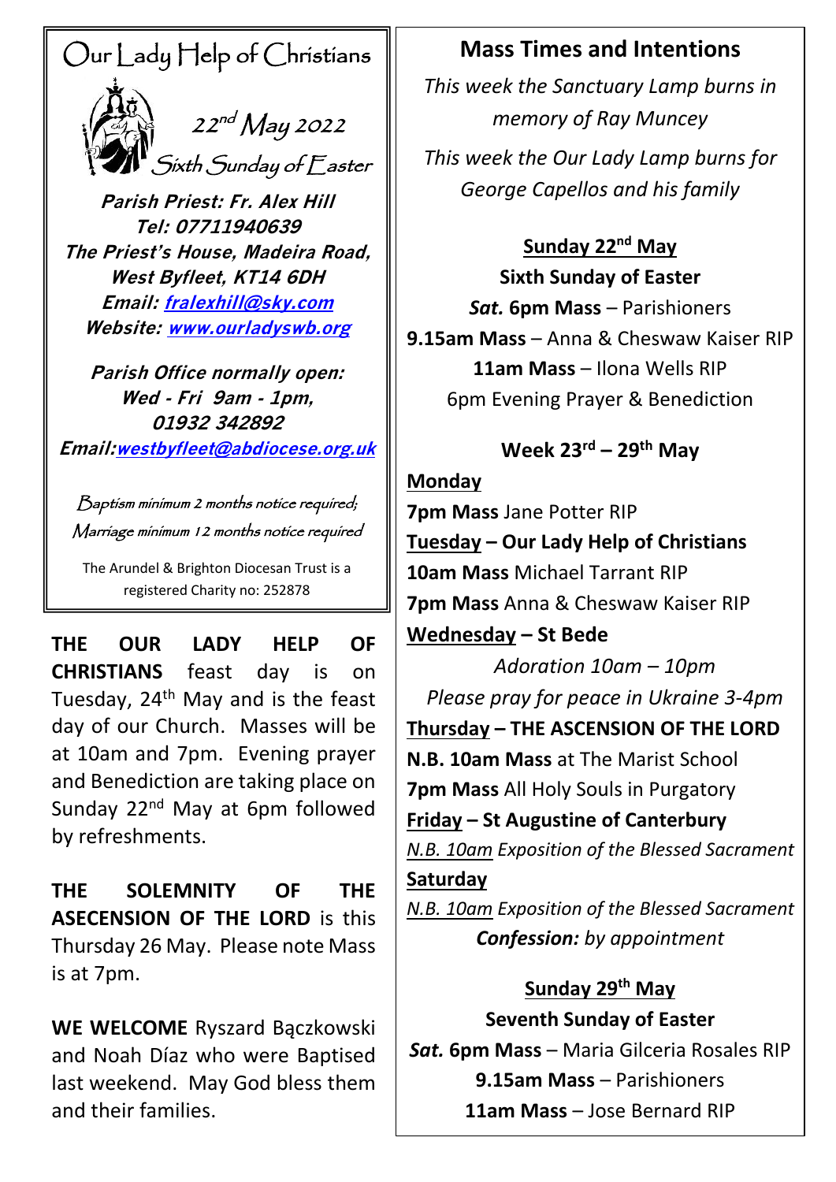# Our Lady Help of Christians

22nd May 2022

Sixth Sunday of Easter

**Parish Priest: Fr. Alex Hill**
**Tel: 07711940639**
**The Priest's House, Madeira Road, West Byfleet, KT14 6DH**
**Email: fralexhill@sky.com**
**Website: www.ourladyswb.org**

***Parish Office normally open:***
***Wed - Fri 9am - 1pm,***
***01932 342892***
***Email: westbyfleet@abdiocese.org.uk***

*Baptism minimum 2 months notice required;*
*Marriage minimum 12 months notice required*

The Arundel & Brighton Diocesan Trust is a registered Charity no: 252878

**THE OUR LADY HELP OF CHRISTIANS** feast day is on Tuesday, 24th May and is the feast day of our Church. Masses will be at 10am and 7pm. Evening prayer and Benediction are taking place on Sunday 22nd May at 6pm followed by refreshments.

**THE SOLEMNITY OF THE ASECENSION OF THE LORD** is this Thursday 26 May. Please note Mass is at 7pm.

**WE WELCOME** Ryszard Bączkowski and Noah Díaz who were Baptised last weekend. May God bless them and their families.

## Mass Times and Intentions

*This week the Sanctuary Lamp burns in memory of Ray Muncey*

*This week the Our Lady Lamp burns for George Capellos and his family*

**Sunday 22nd May**
**Sixth Sunday of Easter**
***Sat.* 6pm Mass** – Parishioners
**9.15am Mass** – Anna & Cheswaw Kaiser RIP
**11am Mass** – Ilona Wells RIP
6pm Evening Prayer & Benediction

**Week 23rd – 29th May**

**Monday**
**7pm Mass** Jane Potter RIP

**Tuesday – Our Lady Help of Christians**
**10am Mass** Michael Tarrant RIP
**7pm Mass** Anna & Cheswaw Kaiser RIP

**Wednesday – St Bede**
*Adoration 10am – 10pm*
*Please pray for peace in Ukraine 3-4pm*

**Thursday – THE ASCENSION OF THE LORD**
**N.B. 10am Mass** at The Marist School
**7pm Mass** All Holy Souls in Purgatory

**Friday – St Augustine of Canterbury**
*N.B. 10am Exposition of the Blessed Sacrament*

**Saturday**
*N.B. 10am Exposition of the Blessed Sacrament*
***Confession:** by appointment*

**Sunday 29th May**
**Seventh Sunday of Easter**
***Sat.* 6pm Mass** – Maria Gilceria Rosales RIP
**9.15am Mass** – Parishioners
**11am Mass** – Jose Bernard RIP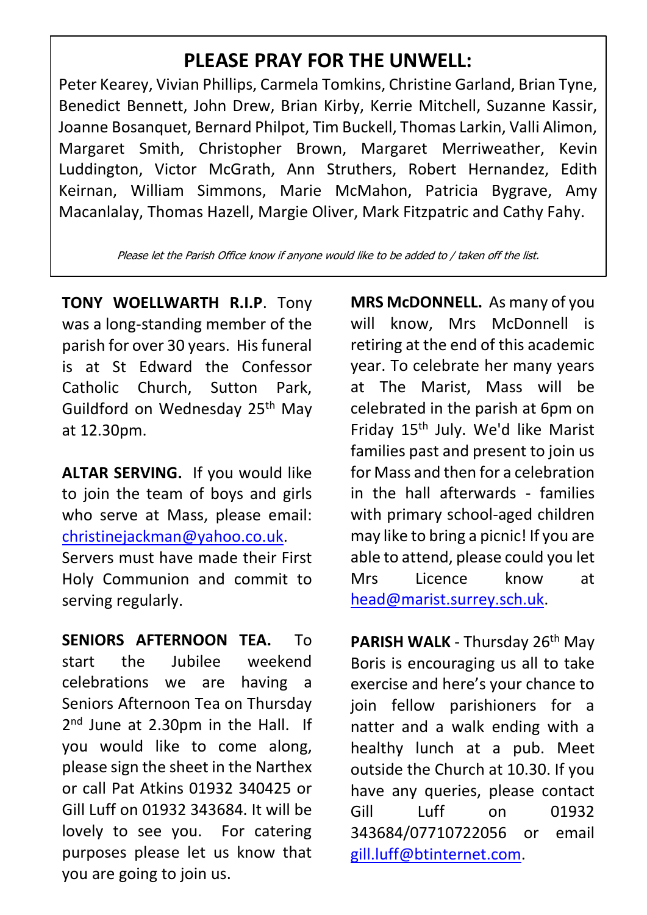## PLEASE PRAY FOR THE UNWELL:

Peter Kearey, Vivian Phillips, Carmela Tomkins, Christine Garland, Brian Tyne, Benedict Bennett, John Drew, Brian Kirby, Kerrie Mitchell, Suzanne Kassir, Joanne Bosanquet, Bernard Philpot, Tim Buckell, Thomas Larkin, Valli Alimon, Margaret Smith, Christopher Brown, Margaret Merriweather, Kevin Luddington, Victor McGrath, Ann Struthers, Robert Hernandez, Edith Keirnan, William Simmons, Marie McMahon, Patricia Bygrave, Amy Macanlalay, Thomas Hazell, Margie Oliver, Mark Fitzpatric and Cathy Fahy.

*Please let the Parish Office know if anyone would like to be added to / taken off the list.*

**TONY WOELLWARTH R.I.P**. Tony was a long-standing member of the parish for over 30 years. His funeral is at St Edward the Confessor Catholic Church, Sutton Park, Guildford on Wednesday 25th May at 12.30pm.

**ALTAR SERVING.** If you would like to join the team of boys and girls who serve at Mass, please email: christinejackman@yahoo.co.uk. Servers must have made their First Holy Communion and commit to serving regularly.

**SENIORS AFTERNOON TEA.** To start the Jubilee weekend celebrations we are having a Seniors Afternoon Tea on Thursday 2nd June at 2.30pm in the Hall. If you would like to come along, please sign the sheet in the Narthex or call Pat Atkins 01932 340425 or Gill Luff on 01932 343684. It will be lovely to see you. For catering purposes please let us know that you are going to join us.

**MRS McDONNELL.** As many of you will know, Mrs McDonnell is retiring at the end of this academic year. To celebrate her many years at The Marist, Mass will be celebrated in the parish at 6pm on Friday 15th July. We'd like Marist families past and present to join us for Mass and then for a celebration in the hall afterwards - families with primary school-aged children may like to bring a picnic! If you are able to attend, please could you let Mrs Licence know at head@marist.surrey.sch.uk.

**PARISH WALK** - Thursday 26th May Boris is encouraging us all to take exercise and here's your chance to join fellow parishioners for a natter and a walk ending with a healthy lunch at a pub. Meet outside the Church at 10.30. If you have any queries, please contact Gill Luff on 01932 343684/07710722056 or email gill.luff@btinternet.com.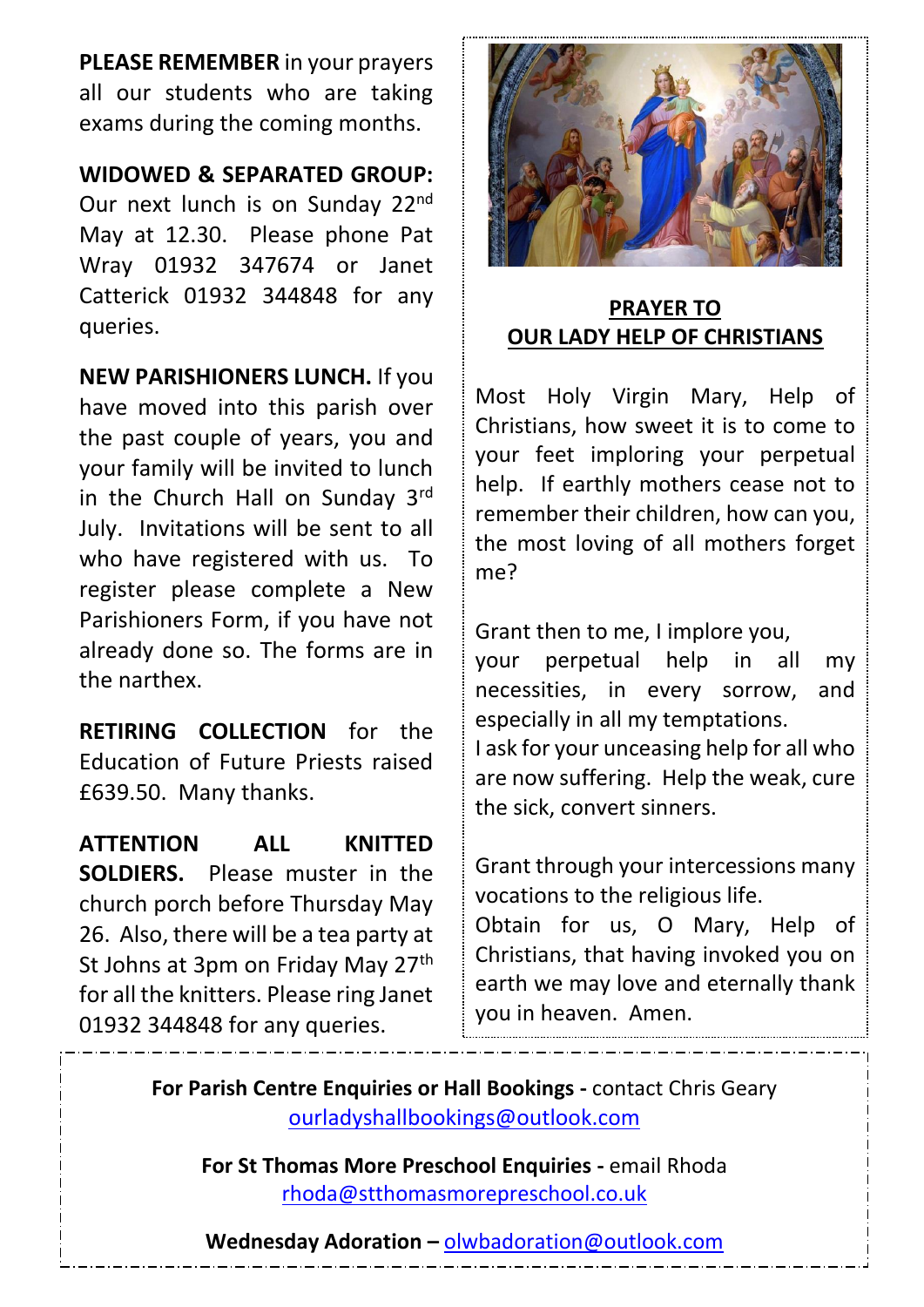**PLEASE REMEMBER** in your prayers all our students who are taking exams during the coming months.

**WIDOWED & SEPARATED GROUP:** Our next lunch is on Sunday 22nd May at 12.30. Please phone Pat Wray 01932 347674 or Janet Catterick 01932 344848 for any queries.

**NEW PARISHIONERS LUNCH.** If you have moved into this parish over the past couple of years, you and your family will be invited to lunch in the Church Hall on Sunday 3rd July. Invitations will be sent to all who have registered with us. To register please complete a New Parishioners Form, if you have not already done so. The forms are in the narthex.

**RETIRING COLLECTION** for the Education of Future Priests raised £639.50. Many thanks.

**ATTENTION ALL KNITTED SOLDIERS.** Please muster in the church porch before Thursday May 26. Also, there will be a tea party at St Johns at 3pm on Friday May 27th for all the knitters. Please ring Janet 01932 344848 for any queries.

## PRAYER TO OUR LADY HELP OF CHRISTIANS

Most Holy Virgin Mary, Help of Christians, how sweet it is to come to your feet imploring your perpetual help. If earthly mothers cease not to remember their children, how can you, the most loving of all mothers forget me?

Grant then to me, I implore you,
your perpetual help in all my necessities, in every sorrow, and especially in all my temptations.
I ask for your unceasing help for all who are now suffering. Help the weak, cure the sick, convert sinners.

Grant through your intercessions many vocations to the religious life.
Obtain for us, O Mary, Help of Christians, that having invoked you on earth we may love and eternally thank you in heaven. Amen.

**For Parish Centre Enquiries or Hall Bookings -** contact Chris Geary
ourladyshallbookings@outlook.com

**For St Thomas More Preschool Enquiries -** email Rhoda
rhoda@stthomasmorepreschool.co.uk

**Wednesday Adoration –** olwbadoration@outlook.com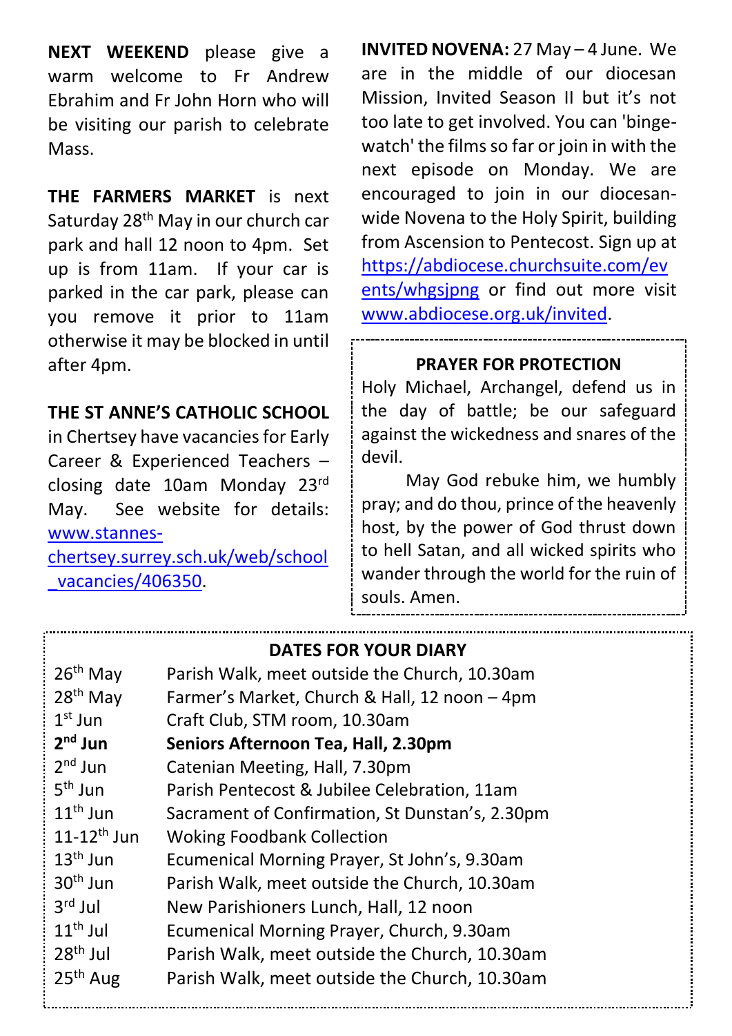**NEXT WEEKEND** please give a warm welcome to Fr Andrew Ebrahim and Fr John Horn who will be visiting our parish to celebrate Mass.

**THE FARMERS MARKET** is next Saturday 28th May in our church car park and hall 12 noon to 4pm. Set up is from 11am. If your car is parked in the car park, please can you remove it prior to 11am otherwise it may be blocked in until after 4pm.

**THE ST ANNE'S CATHOLIC SCHOOL** in Chertsey have vacancies for Early Career & Experienced Teachers – closing date 10am Monday 23rd May. See website for details: www.stannes-chertsey.surrey.sch.uk/web/school_vacancies/406350.

**INVITED NOVENA:** 27 May – 4 June. We are in the middle of our diocesan Mission, Invited Season II but it's not too late to get involved. You can 'binge-watch' the films so far or join in with the next episode on Monday. We are encouraged to join in our diocesan-wide Novena to the Holy Spirit, building from Ascension to Pentecost. Sign up at https://abdiocese.churchsuite.com/events/whgsjpng or find out more visit www.abdiocese.org.uk/invited.

**PRAYER FOR PROTECTION**

Holy Michael, Archangel, defend us in the day of battle; be our safeguard against the wickedness and snares of the devil.

May God rebuke him, we humbly pray; and do thou, prince of the heavenly host, by the power of God thrust down to hell Satan, and all wicked spirits who wander through the world for the ruin of souls. Amen.

**DATES FOR YOUR DIARY**

| | |
|---|---|
| 26th May | Parish Walk, meet outside the Church, 10.30am |
| 28th May | Farmer's Market, Church & Hall, 12 noon – 4pm |
| 1st Jun | Craft Club, STM room, 10.30am |
| **2nd Jun** | **Seniors Afternoon Tea, Hall, 2.30pm** |
| 2nd Jun | Catenian Meeting, Hall, 7.30pm |
| 5th Jun | Parish Pentecost & Jubilee Celebration, 11am |
| 11th Jun | Sacrament of Confirmation, St Dunstan's, 2.30pm |
| 11-12th Jun | Woking Foodbank Collection |
| 13th Jun | Ecumenical Morning Prayer, St John's, 9.30am |
| 30th Jun | Parish Walk, meet outside the Church, 10.30am |
| 3rd Jul | New Parishioners Lunch, Hall, 12 noon |
| 11th Jul | Ecumenical Morning Prayer, Church, 9.30am |
| 28th Jul | Parish Walk, meet outside the Church, 10.30am |
| 25th Aug | Parish Walk, meet outside the Church, 10.30am |